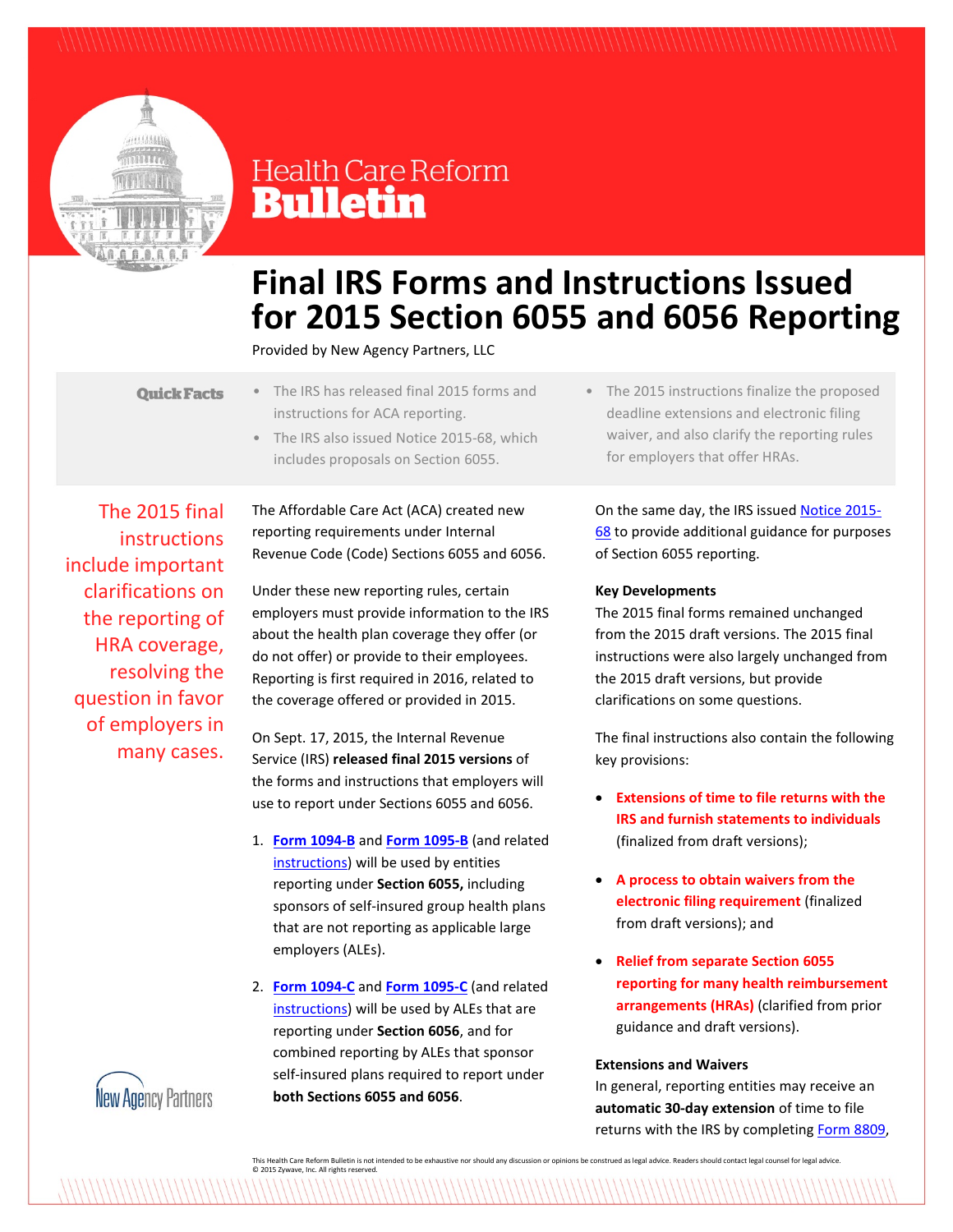Health Care Reform **Bulletin**

# Final IRS Forms and Instructions Issued for 2015 Section 6055 and 6056 Reporting

Provided by New Agency Partners, LLC

**Quick Facts**

- The IRS has released final 2015 forms and instructions for ACA reporting.
- The IRS also issued Notice 2015-68, which includes proposals on Section 6055.
- The 2015 instructions finalize the proposed deadline extensions and electronic filing waiver, and also clarify the reporting rules for employers that offer HRAs.

The 2015 final instructions include important clarifications on the reporting of HRA coverage, resolving the question in favor of employers in many cases.

The Affordable Care Act (ACA) created new reporting requirements under Internal Revenue Code (Code) Sections 6055 and 6056.

Under these new reporting rules, certain employers must provide information to the IRS about the health plan coverage they offer (or do not offer) or provide to their employees. Reporting is first required in 2016, related to the coverage offered or provided in 2015.

On Sept. 17, 2015, the Internal Revenue Service (IRS) **released final 2015 versions** of the forms and instructions that employers will use to report under Sections 6055 and 6056.

1. **Form 1094-B** and **Form 1095-B** (and related instructions) will be used by entities reporting under **Section 6055,** including sponsors of self-insured group health plans that are not reporting as applicable large employers (ALEs).
2. **Form 1094-C** and **Form 1095-C** (and related instructions) will be used by ALEs that are reporting under **Section 6056**, and for combined reporting by ALEs that sponsor self-insured plans required to report under **both Sections 6055 and 6056**.

On the same day, the IRS issued Notice 2015-68 to provide additional guidance for purposes of Section 6055 reporting.

**Key Developments**

The 2015 final forms remained unchanged from the 2015 draft versions. The 2015 final instructions were also largely unchanged from the 2015 draft versions, but provide clarifications on some questions.

The final instructions also contain the following key provisions:

- **Extensions of time to file returns with the IRS and furnish statements to individuals** (finalized from draft versions);
- **A process to obtain waivers from the electronic filing requirement** (finalized from draft versions); and
- **Relief from separate Section 6055 reporting for many health reimbursement arrangements (HRAs)** (clarified from prior guidance and draft versions).

**Extensions and Waivers**

In general, reporting entities may receive an **automatic 30-day extension** of time to file returns with the IRS by completing Form 8809,

This Health Care Reform Bulletin is not intended to be exhaustive nor should any discussion or opinions be construed as legal advice. Readers should contact legal counsel for legal advice.
© 2015 Zywave, Inc. All rights reserved.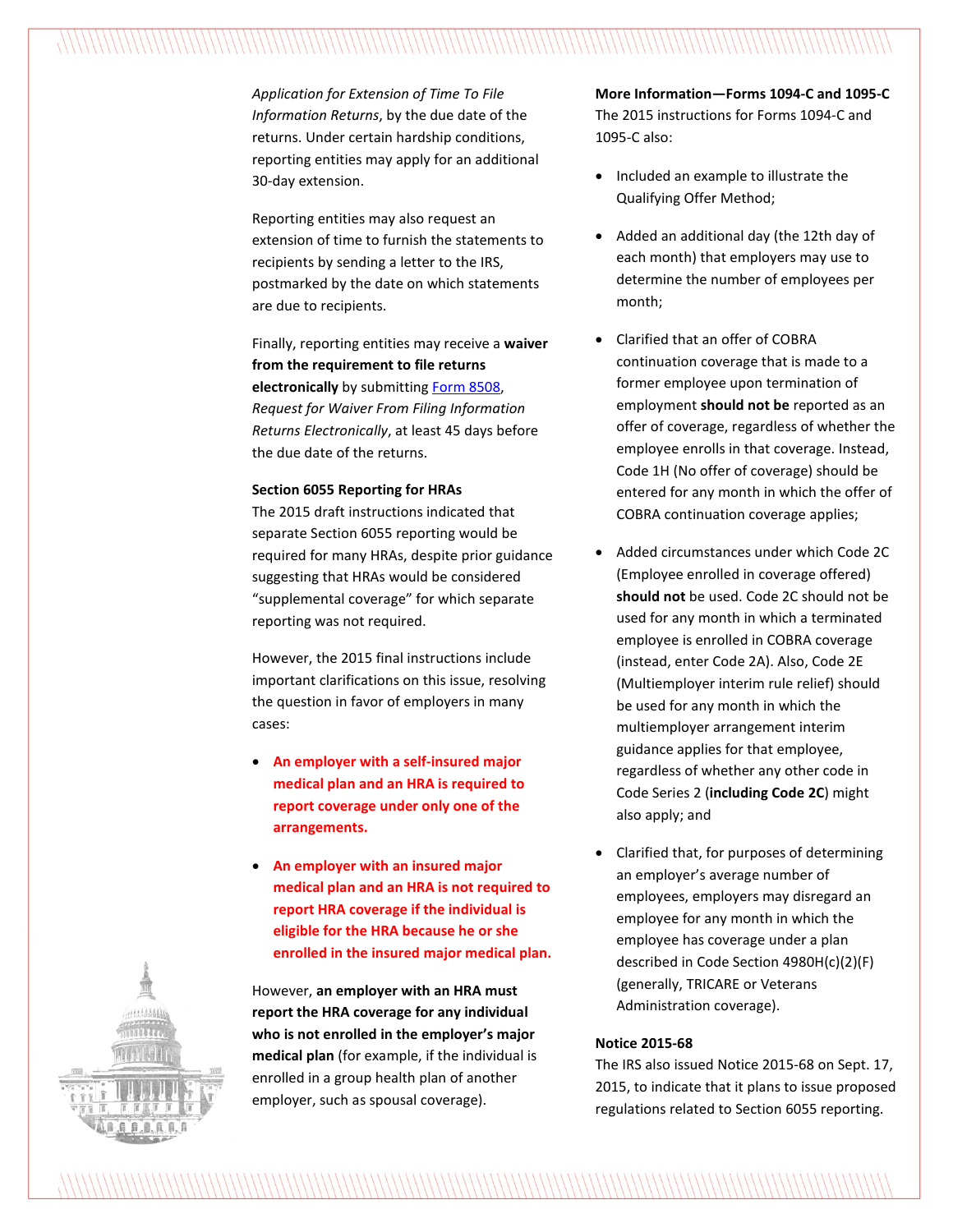*Application for Extension of Time To File Information Returns*, by the due date of the returns. Under certain hardship conditions, reporting entities may apply for an additional 30-day extension.

Reporting entities may also request an extension of time to furnish the statements to recipients by sending a letter to the IRS, postmarked by the date on which statements are due to recipients.

Finally, reporting entities may receive a **waiver from the requirement to file returns electronically** by submitting Form 8508, *Request for Waiver From Filing Information Returns Electronically*, at least 45 days before the due date of the returns.

**Section 6055 Reporting for HRAs**

The 2015 draft instructions indicated that separate Section 6055 reporting would be required for many HRAs, despite prior guidance suggesting that HRAs would be considered "supplemental coverage" for which separate reporting was not required.

However, the 2015 final instructions include important clarifications on this issue, resolving the question in favor of employers in many cases:

- **An employer with a self-insured major medical plan and an HRA is required to report coverage under only one of the arrangements.**
- **An employer with an insured major medical plan and an HRA is not required to report HRA coverage if the individual is eligible for the HRA because he or she enrolled in the insured major medical plan.**

However, **an employer with an HRA must report the HRA coverage for any individual who is not enrolled in the employer's major medical plan** (for example, if the individual is enrolled in a group health plan of another employer, such as spousal coverage).

**More Information—Forms 1094-C and 1095-C**

The 2015 instructions for Forms 1094-C and 1095-C also:

- Included an example to illustrate the Qualifying Offer Method;
- Added an additional day (the 12th day of each month) that employers may use to determine the number of employees per month;
- Clarified that an offer of COBRA continuation coverage that is made to a former employee upon termination of employment **should not be** reported as an offer of coverage, regardless of whether the employee enrolls in that coverage. Instead, Code 1H (No offer of coverage) should be entered for any month in which the offer of COBRA continuation coverage applies;
- Added circumstances under which Code 2C (Employee enrolled in coverage offered) **should not** be used. Code 2C should not be used for any month in which a terminated employee is enrolled in COBRA coverage (instead, enter Code 2A). Also, Code 2E (Multiemployer interim rule relief) should be used for any month in which the multiemployer arrangement interim guidance applies for that employee, regardless of whether any other code in Code Series 2 (**including Code 2C**) might also apply; and
- Clarified that, for purposes of determining an employer's average number of employees, employers may disregard an employee for any month in which the employee has coverage under a plan described in Code Section 4980H(c)(2)(F) (generally, TRICARE or Veterans Administration coverage).

**Notice 2015-68**

The IRS also issued Notice 2015-68 on Sept. 17, 2015, to indicate that it plans to issue proposed regulations related to Section 6055 reporting.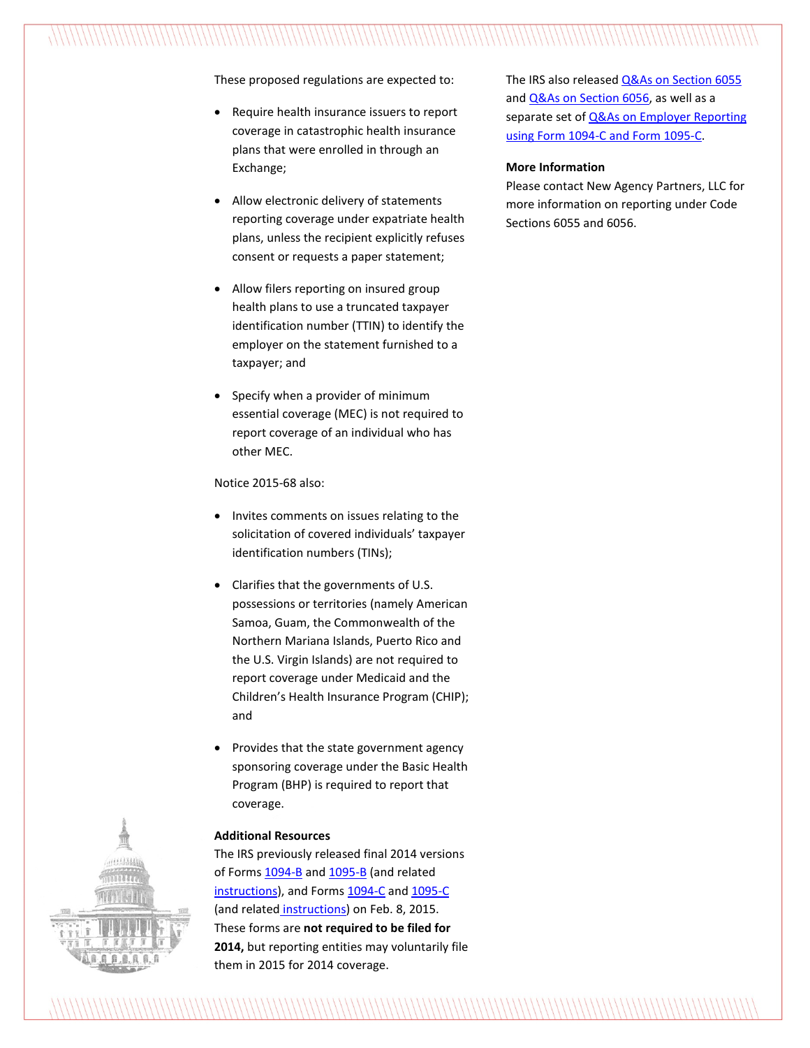These proposed regulations are expected to:

- Require health insurance issuers to report coverage in catastrophic health insurance plans that were enrolled in through an Exchange;
- Allow electronic delivery of statements reporting coverage under expatriate health plans, unless the recipient explicitly refuses consent or requests a paper statement;
- Allow filers reporting on insured group health plans to use a truncated taxpayer identification number (TTIN) to identify the employer on the statement furnished to a taxpayer; and
- Specify when a provider of minimum essential coverage (MEC) is not required to report coverage of an individual who has other MEC.

Notice 2015-68 also:

- Invites comments on issues relating to the solicitation of covered individuals' taxpayer identification numbers (TINs);
- Clarifies that the governments of U.S. possessions or territories (namely American Samoa, Guam, the Commonwealth of the Northern Mariana Islands, Puerto Rico and the U.S. Virgin Islands) are not required to report coverage under Medicaid and the Children's Health Insurance Program (CHIP); and
- Provides that the state government agency sponsoring coverage under the Basic Health Program (BHP) is required to report that coverage.

**Additional Resources**

The IRS previously released final 2014 versions of Forms 1094-B and 1095-B (and related instructions), and Forms 1094-C and 1095-C (and related instructions) on Feb. 8, 2015. These forms are **not required to be filed for 2014,** but reporting entities may voluntarily file them in 2015 for 2014 coverage.

The IRS also released Q&As on Section 6055 and Q&As on Section 6056, as well as a separate set of Q&As on Employer Reporting using Form 1094-C and Form 1095-C.

**More Information**

Please contact New Agency Partners, LLC for more information on reporting under Code Sections 6055 and 6056.